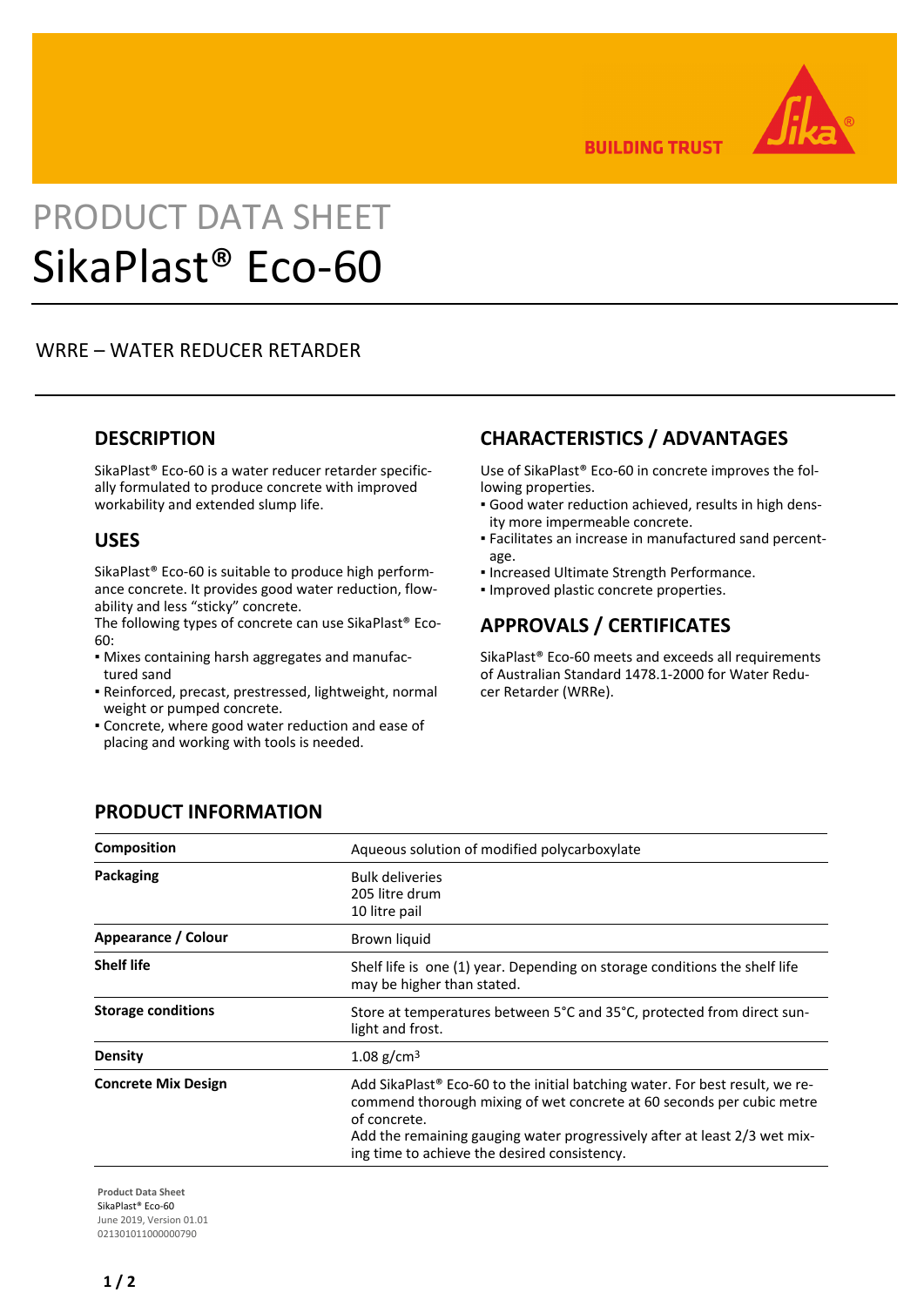PRODUCT DATA SHEET

# SikaPlast® Eco-60

## WRRE – WATER REDUCER RETARDER

## DESCRIPTION

SikaPlast® Eco-60 is a water reducer retarder specifically formulated to produce concrete with improved workability and extended slump life.

## USES

SikaPlast® Eco-60 is suitable to produce high performance concrete. It provides good water reduction, flowability and less "sticky" concrete.
The following types of concrete can use SikaPlast® Eco-60:

- Mixes containing harsh aggregates and manufactured sand
- Reinforced, precast, prestressed, lightweight, normal weight or pumped concrete.
- Concrete, where good water reduction and ease of placing and working with tools is needed.

## CHARACTERISTICS / ADVANTAGES

Use of SikaPlast® Eco-60 in concrete improves the following properties.

- Good water reduction achieved, results in high density more impermeable concrete.
- Facilitates an increase in manufactured sand percentage.
- Increased Ultimate Strength Performance.
- Improved plastic concrete properties.

## APPROVALS / CERTIFICATES

SikaPlast® Eco-60 meets and exceeds all requirements of Australian Standard 1478.1-2000 for Water Reducer Retarder (WRRe).

## PRODUCT INFORMATION

| | |
|---|---|
| **Composition** | Aqueous solution of modified polycarboxylate |
| **Packaging** | Bulk deliveries<br>205 litre drum<br>10 litre pail |
| **Appearance / Colour** | Brown liquid |
| **Shelf life** | Shelf life is one (1) year. Depending on storage conditions the shelf life may be higher than stated. |
| **Storage conditions** | Store at temperatures between 5°C and 35°C, protected from direct sunlight and frost. |
| **Density** | 1.08 g/cm³ |
| **Concrete Mix Design** | Add SikaPlast® Eco-60 to the initial batching water. For best result, we recommend thorough mixing of wet concrete at 60 seconds per cubic metre of concrete.<br>Add the remaining gauging water progressively after at least 2/3 wet mixing time to achieve the desired consistency. |

**Product Data Sheet**
SikaPlast® Eco-60
June 2019, Version 01.01
021301011000000790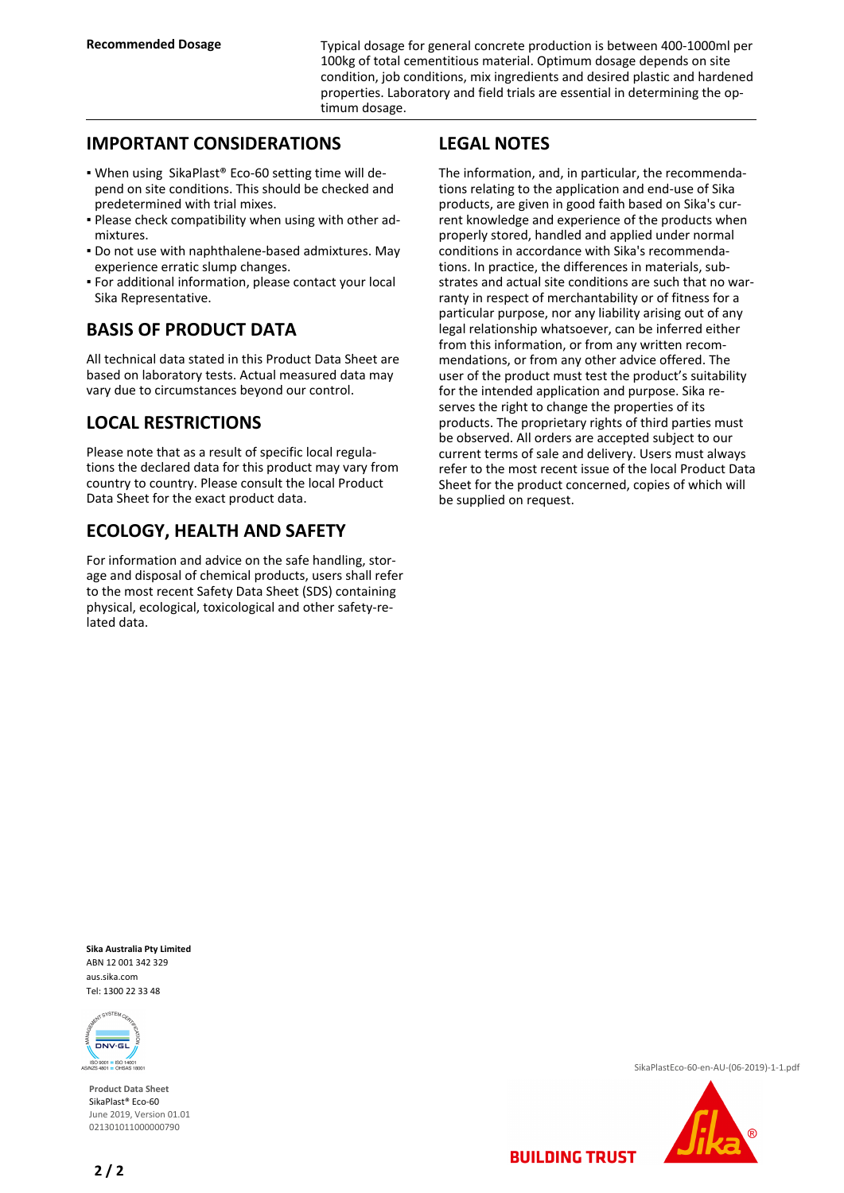**Recommended Dosage**

Typical dosage for general concrete production is between 400-1000ml per 100kg of total cementitious material. Optimum dosage depends on site condition, job conditions, mix ingredients and desired plastic and hardened properties. Laboratory and field trials are essential in determining the optimum dosage.

## IMPORTANT CONSIDERATIONS

- When using SikaPlast® Eco-60 setting time will depend on site conditions. This should be checked and predetermined with trial mixes.
- Please check compatibility when using with other admixtures.
- Do not use with naphthalene-based admixtures. May experience erratic slump changes.
- For additional information, please contact your local Sika Representative.

## BASIS OF PRODUCT DATA

All technical data stated in this Product Data Sheet are based on laboratory tests. Actual measured data may vary due to circumstances beyond our control.

## LOCAL RESTRICTIONS

Please note that as a result of specific local regulations the declared data for this product may vary from country to country. Please consult the local Product Data Sheet for the exact product data.

## ECOLOGY, HEALTH AND SAFETY

For information and advice on the safe handling, storage and disposal of chemical products, users shall refer to the most recent Safety Data Sheet (SDS) containing physical, ecological, toxicological and other safety-related data.

## LEGAL NOTES

The information, and, in particular, the recommendations relating to the application and end-use of Sika products, are given in good faith based on Sika's current knowledge and experience of the products when properly stored, handled and applied under normal conditions in accordance with Sika's recommendations. In practice, the differences in materials, substrates and actual site conditions are such that no warranty in respect of merchantability or of fitness for a particular purpose, nor any liability arising out of any legal relationship whatsoever, can be inferred either from this information, or from any written recommendations, or from any other advice offered. The user of the product must test the product's suitability for the intended application and purpose. Sika reserves the right to change the properties of its products. The proprietary rights of third parties must be observed. All orders are accepted subject to our current terms of sale and delivery. Users must always refer to the most recent issue of the local Product Data Sheet for the product concerned, copies of which will be supplied on request.

**Sika Australia Pty Limited**
ABN 12 001 342 329
aus.sika.com
Tel: 1300 22 33 48

**Product Data Sheet**
SikaPlast® Eco-60
June 2019, Version 01.01
021301011000000790

SikaPlastEco-60-en-AU-(06-2019)-1-1.pdf

BUILDING TRUST